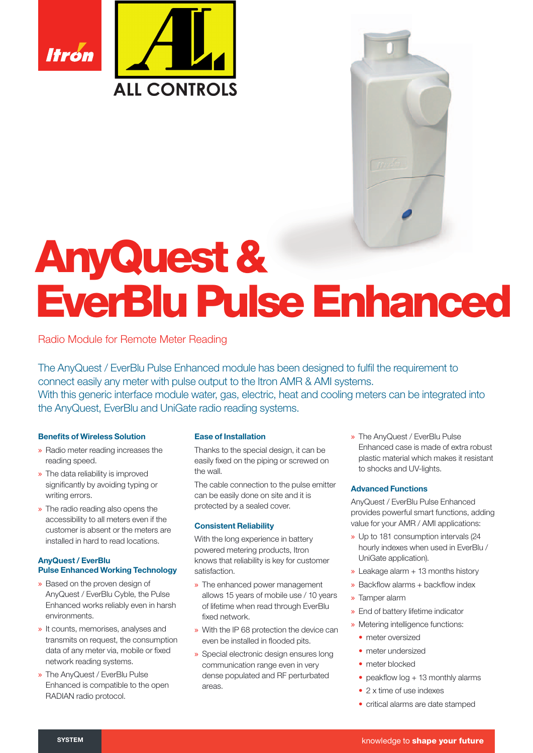ALL CONTROLS

# AnyQuest & EverBlu Pulse Enhanced

Radio Module for Remote Meter Reading

The AnyQuest / EverBlu Pulse Enhanced module has been designed to fulfil the requirement to connect easily any meter with pulse output to the Itron AMR & AMI systems.
With this generic interface module water, gas, electric, heat and cooling meters can be integrated into the AnyQuest, EverBlu and UniGate radio reading systems.

### Benefits of Wireless Solution

- Radio meter reading increases the reading speed.
- The data reliability is improved significantly by avoiding typing or writing errors.
- The radio reading also opens the accessibility to all meters even if the customer is absent or the meters are installed in hard to read locations.

### AnyQuest / EverBlu Pulse Enhanced Working Technology

- Based on the proven design of AnyQuest / EverBlu Cyble, the Pulse Enhanced works reliably even in harsh environments.
- It counts, memorises, analyses and transmits on request, the consumption data of any meter via, mobile or fixed network reading systems.
- The AnyQuest / EverBlu Pulse Enhanced is compatible to the open RADIAN radio protocol.

### Ease of Installation

Thanks to the special design, it can be easily fixed on the piping or screwed on the wall.

The cable connection to the pulse emitter can be easily done on site and it is protected by a sealed cover.

### Consistent Reliability

With the long experience in battery powered metering products, Itron knows that reliability is key for customer satisfaction.

- The enhanced power management allows 15 years of mobile use / 10 years of lifetime when read through EverBlu fixed network.
- With the IP 68 protection the device can even be installed in flooded pits.
- Special electronic design ensures long communication range even in very dense populated and RF perturbated areas.
- The AnyQuest / EverBlu Pulse Enhanced case is made of extra robust plastic material which makes it resistant to shocks and UV-lights.

### Advanced Functions

AnyQuest / EverBlu Pulse Enhanced provides powerful smart functions, adding value for your AMR / AMI applications:

- Up to 181 consumption intervals (24 hourly indexes when used in EverBlu / UniGate application).
- Leakage alarm + 13 months history
- Backflow alarms + backflow index
- Tamper alarm
- End of battery lifetime indicator
- Metering intelligence functions:
  - meter oversized
  - meter undersized
  - meter blocked
  - peakflow log + 13 monthly alarms
  - 2 x time of use indexes
  - critical alarms are date stamped

SYSTEM

knowledge to **shape your future**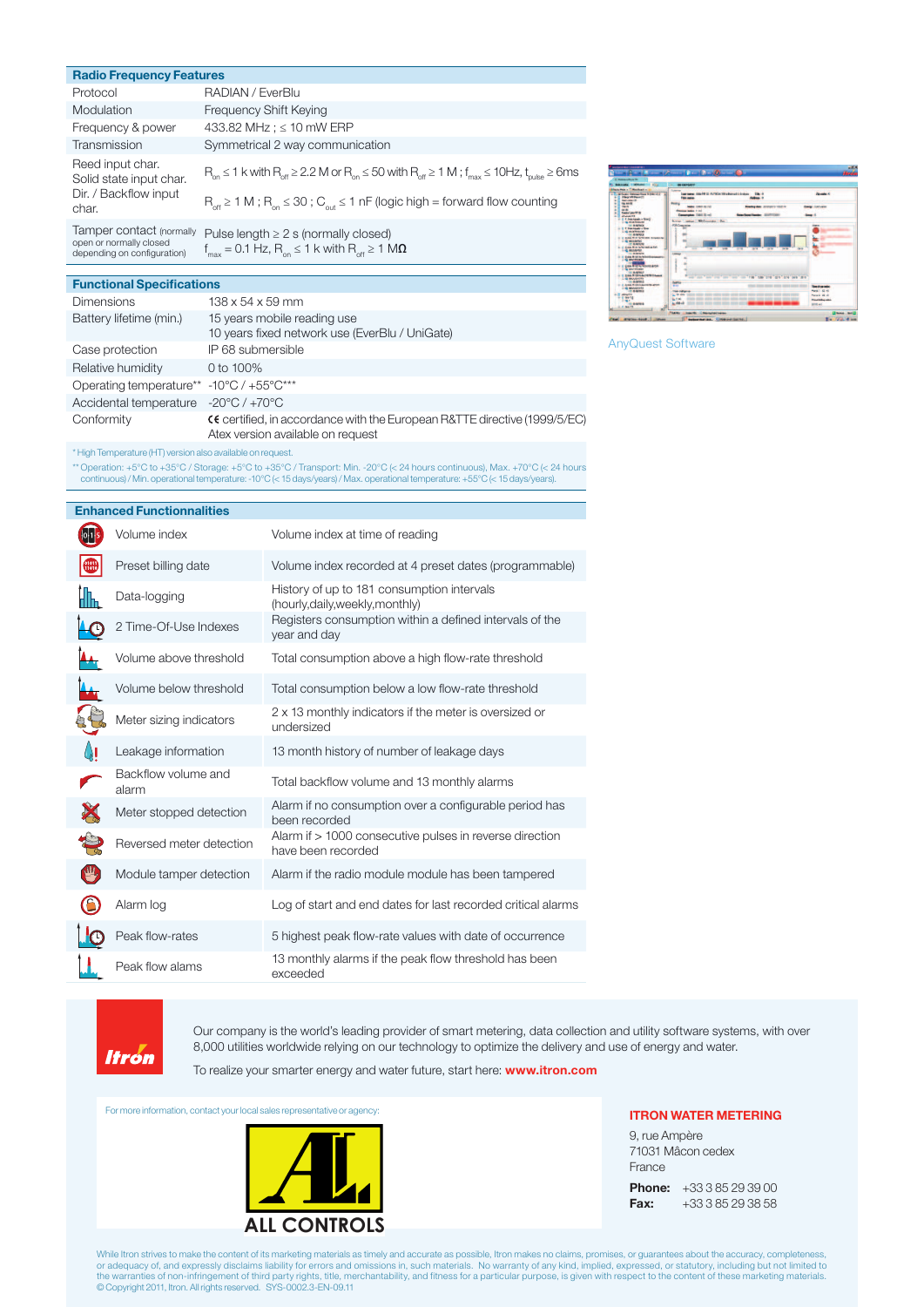## Radio Frequency Features

| | |
|---|---|
| Protocol | RADIAN / EverBlu |
| Modulation | Frequency Shift Keying |
| Frequency & power | 433.82 MHz ; ≤ 10 mW ERP |
| Transmission | Symmetrical 2 way communication |
| Reed input char.<br>Solid state input char. | $R_{on} \leq 1$ k with $R_{off} \geq 2.2$ M or $R_{on} \leq 50$ with $R_{off} \geq 1$ M ; $f_{max} \leq 10$Hz, $t_{pulse} \geq 6$ms |
| Dir. / Backflow input char. | $R_{off} \geq 1$ M ; $R_{on} \leq 30$ ; $C_{out} \leq 1$ nF (logic high = forward flow counting |
| Tamper contact (normally open or normally closed depending on configuration) | Pulse length ≥ 2 s (normally closed)<br>$f_{max} = 0.1$ Hz, $R_{on} \leq 1$ k with $R_{off} \geq 1$ MΩ |

## Functional Specifications

| | |
|---|---|
| Dimensions | 138 x 54 x 59 mm |
| Battery lifetime (min.) | 15 years mobile reading use<br>10 years fixed network use (EverBlu / UniGate) |
| Case protection | IP 68 submersible |
| Relative humidity | 0 to 100% |
| Operating temperature** | -10°C / +55°C*** |
| Accidental temperature | -20°C / +70°C |
| Conformity | CE certified, in accordance with the European R&TTE directive (1999/5/EC)<br>Atex version available on request |

* High Temperature (HT) version also available on request.

** Operation: +5°C to +35°C / Storage: +5°C to +35°C / Transport: Min. -20°C (< 24 hours continuous), Max. +70°C (< 24 hours continuous) / Min. operational temperature: -10°C (< 15 days/years) / Max. operational temperature: +55°C (< 15 days/years).

AnyQuest Software

## Enhanced Functionnalities

| | |
|---|---|
| Volume index | Volume index at time of reading |
| Preset billing date | Volume index recorded at 4 preset dates (programmable) |
| Data-logging | History of up to 181 consumption intervals (hourly,daily,weekly,monthly) |
| 2 Time-Of-Use Indexes | Registers consumption within a defined intervals of the year and day |
| Volume above threshold | Total consumption above a high flow-rate threshold |
| Volume below threshold | Total consumption below a low flow-rate threshold |
| Meter sizing indicators | 2 x 13 monthly indicators if the meter is oversized or undersized |
| Leakage information | 13 month history of number of leakage days |
| Backflow volume and alarm | Total backflow volume and 13 monthly alarms |
| Meter stopped detection | Alarm if no consumption over a configurable period has been recorded |
| Reversed meter detection | Alarm if > 1000 consecutive pulses in reverse direction have been recorded |
| Module tamper detection | Alarm if the radio module module has been tampered |
| Alarm log | Log of start and end dates for last recorded critical alarms |
| Peak flow-rates | 5 highest peak flow-rate values with date of occurrence |
| Peak flow alams | 13 monthly alarms if the peak flow threshold has been exceeded |

Itron

Our company is the world's leading provider of smart metering, data collection and utility software systems, with over 8,000 utilities worldwide relying on our technology to optimize the delivery and use of energy and water.

To realize your smarter energy and water future, start here: **www.itron.com**

For more information, contact your local sales representative or agency:

ALL CONTROLS

**ITRON WATER METERING**

9, rue Ampère
71031 Mâcon cedex
France

**Phone:** +33 3 85 29 39 00
**Fax:** +33 3 85 29 38 58

While Itron strives to make the content of its marketing materials as timely and accurate as possible, Itron makes no claims, promises, or guarantees about the accuracy, completeness, or adequacy of, and expressly disclaims liability for errors and omissions in, such materials. No warranty of any kind, implied, expressed, or statutory, including but not limited to the warranties of non-infringement of third party rights, title, merchantability, and fitness for a particular purpose, is given with respect to the content of these marketing materials. © Copyright 2011, Itron. All rights reserved. SYS-0002.3-EN-09.11